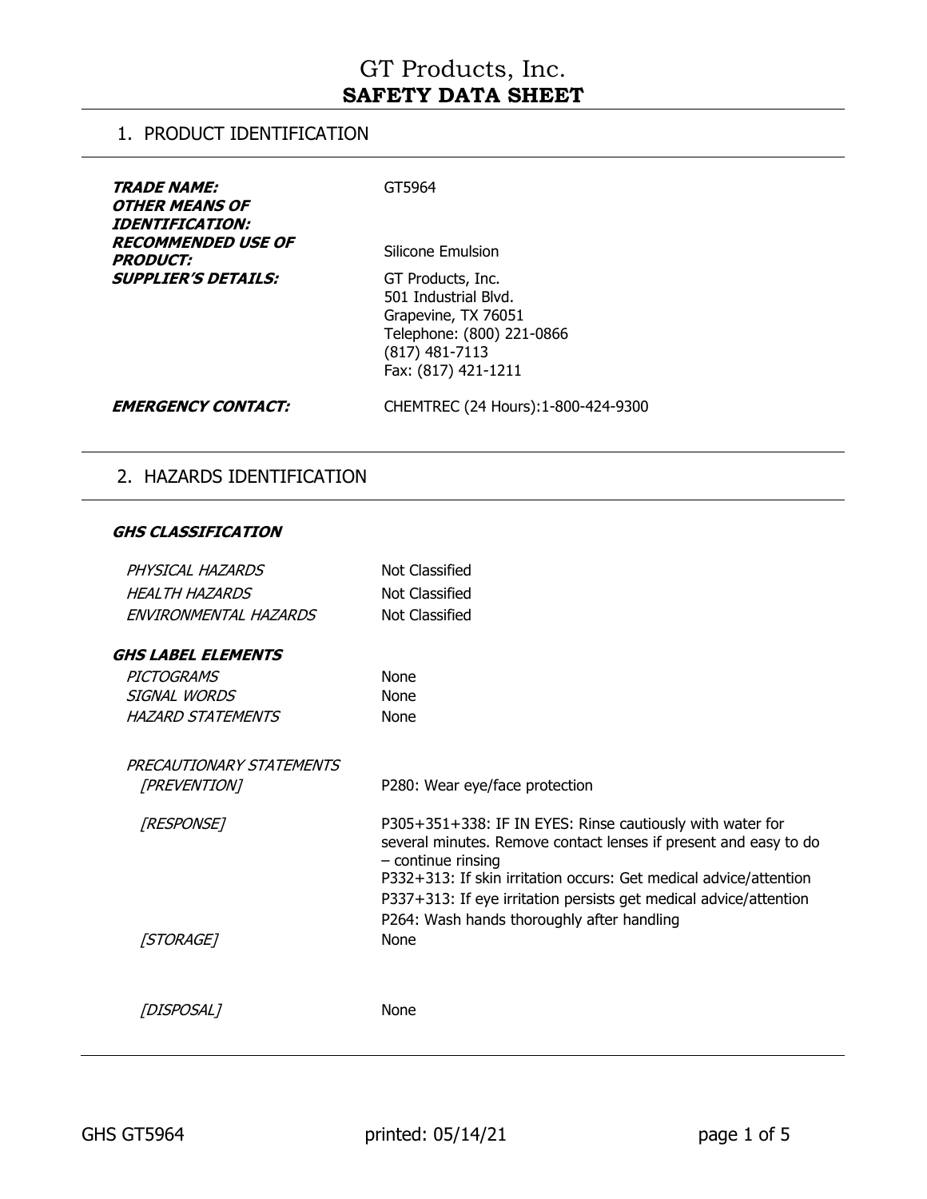# GT Products, Inc.
# SAFETY DATA SHEET

## 1. PRODUCT IDENTIFICATION

| | |
|---|---|
| ***TRADE NAME:*** | GT5964 |
| ***OTHER MEANS OF IDENTIFICATION:*** | |
| ***RECOMMENDED USE OF PRODUCT:*** | Silicone Emulsion |
| ***SUPPLIER'S DETAILS:*** | GT Products, Inc.<br>501 Industrial Blvd.<br>Grapevine, TX 76051<br>Telephone: (800) 221-0866<br>(817) 481-7113<br>Fax: (817) 421-1211 |
| ***EMERGENCY CONTACT:*** | CHEMTREC (24 Hours):1-800-424-9300 |

## 2. HAZARDS IDENTIFICATION

***GHS CLASSIFICATION***

| | |
|---|---|
| *PHYSICAL HAZARDS* | Not Classified |
| *HEALTH HAZARDS* | Not Classified |
| *ENVIRONMENTAL HAZARDS* | Not Classified |

***GHS LABEL ELEMENTS***

| | |
|---|---|
| *PICTOGRAMS* | None |
| *SIGNAL WORDS* | None |
| *HAZARD STATEMENTS* | None |

*PRECAUTIONARY STATEMENTS*

| | |
|---|---|
| *[PREVENTION]* | P280: Wear eye/face protection |
| *[RESPONSE]* | P305+351+338: IF IN EYES: Rinse cautiously with water for several minutes. Remove contact lenses if present and easy to do – continue rinsing<br>P332+313: If skin irritation occurs: Get medical advice/attention<br>P337+313: If eye irritation persists get medical advice/attention<br>P264: Wash hands thoroughly after handling |
| *[STORAGE]* | None |
| *[DISPOSAL]* | None |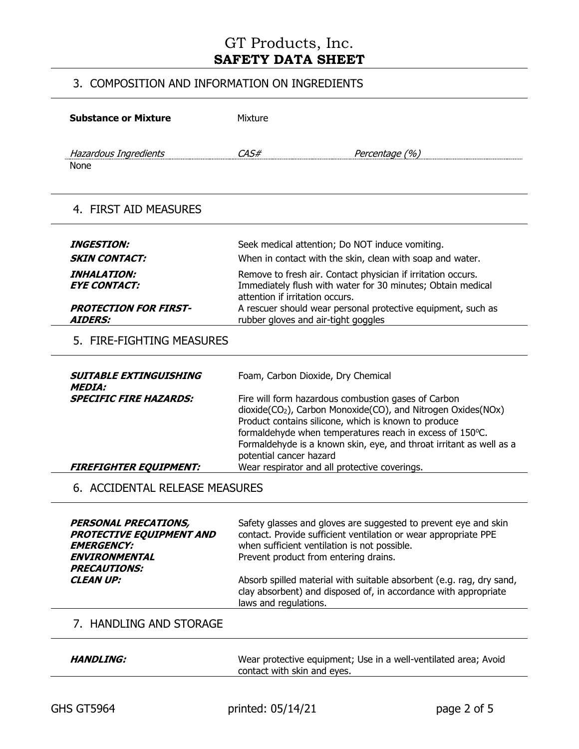## 3. COMPOSITION AND INFORMATION ON INGREDIENTS

**Substance or Mixture** Mixture

| *Hazardous Ingredients* | *CAS#* | *Percentage (%)* |
|---|---|---|
| None | | |

## 4. FIRST AID MEASURES

***INGESTION:*** Seek medical attention; Do NOT induce vomiting.

***SKIN CONTACT:*** When in contact with the skin, clean with soap and water.

***INHALATION:*** Remove to fresh air. Contact physician if irritation occurs.

***EYE CONTACT:*** Immediately flush with water for 30 minutes; Obtain medical attention if irritation occurs.

***PROTECTION FOR FIRST-AIDERS:*** A rescuer should wear personal protective equipment, such as rubber gloves and air-tight goggles

## 5. FIRE-FIGHTING MEASURES

***SUITABLE EXTINGUISHING MEDIA:*** Foam, Carbon Dioxide, Dry Chemical

***SPECIFIC FIRE HAZARDS:*** Fire will form hazardous combustion gases of Carbon dioxide($CO_2$), Carbon Monoxide(CO), and Nitrogen Oxides(NOx) Product contains silicone, which is known to produce formaldehyde when temperatures reach in excess of 150°C. Formaldehyde is a known skin, eye, and throat irritant as well as a potential cancer hazard

***FIREFIGHTER EQUIPMENT:*** Wear respirator and all protective coverings.

## 6. ACCIDENTAL RELEASE MEASURES

***PERSONAL PRECATIONS, PROTECTIVE EQUIPMENT AND EMERGENCY:*** Safety glasses and gloves are suggested to prevent eye and skin contact. Provide sufficient ventilation or wear appropriate PPE when sufficient ventilation is not possible.

***ENVIRONMENTAL PRECAUTIONS:*** Prevent product from entering drains.

***CLEAN UP:*** Absorb spilled material with suitable absorbent (e.g. rag, dry sand, clay absorbent) and disposed of, in accordance with appropriate laws and regulations.

## 7. HANDLING AND STORAGE

***HANDLING:*** Wear protective equipment; Use in a well-ventilated area; Avoid contact with skin and eyes.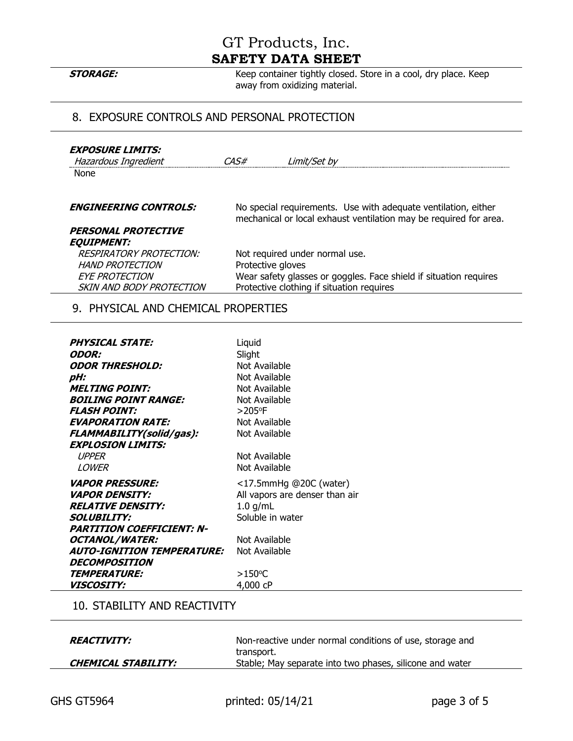**STORAGE:** Keep container tightly closed. Store in a cool, dry place. Keep away from oxidizing material.

## 8. EXPOSURE CONTROLS AND PERSONAL PROTECTION

***EXPOSURE LIMITS:***

| *Hazardous Ingredient* | *CAS#* | *Limit/Set by* |
|---|---|---|
| None | | |

***ENGINEERING CONTROLS:*** No special requirements. Use with adequate ventilation, either mechanical or local exhaust ventilation may be required for area.

***PERSONAL PROTECTIVE EQUIPMENT:***

| | |
|---|---|
| *RESPIRATORY PROTECTION:* | Not required under normal use. |
| *HAND PROTECTION* | Protective gloves |
| *EYE PROTECTION* | Wear safety glasses or goggles. Face shield if situation requires |
| *SKIN AND BODY PROTECTION* | Protective clothing if situation requires |

## 9. PHYSICAL AND CHEMICAL PROPERTIES

| | |
|---|---|
| ***PHYSICAL STATE:*** | Liquid |
| ***ODOR:*** | Slight |
| ***ODOR THRESHOLD:*** | Not Available |
| ***pH:*** | Not Available |
| ***MELTING POINT:*** | Not Available |
| ***BOILING POINT RANGE:*** | Not Available |
| ***FLASH POINT:*** | >205°F |
| ***EVAPORATION RATE:*** | Not Available |
| ***FLAMMABILITY(solid/gas):*** | Not Available |
| ***EXPLOSION LIMITS:*** | |
| *UPPER* | Not Available |
| *LOWER* | Not Available |
| ***VAPOR PRESSURE:*** | <17.5mmHg @20C (water) |
| ***VAPOR DENSITY:*** | All vapors are denser than air |
| ***RELATIVE DENSITY:*** | 1.0 g/mL |
| ***SOLUBILITY:*** | Soluble in water |
| ***PARTITION COEFFICIENT: N-OCTANOL/WATER:*** | Not Available |
| ***AUTO-IGNITION TEMPERATURE:*** | Not Available |
| ***DECOMPOSITION TEMPERATURE:*** | >150°C |
| ***VISCOSITY:*** | 4,000 cP |

## 10. STABILITY AND REACTIVITY

| | |
|---|---|
| ***REACTIVITY:*** | Non-reactive under normal conditions of use, storage and transport. |
| ***CHEMICAL STABILITY:*** | Stable; May separate into two phases, silicone and water |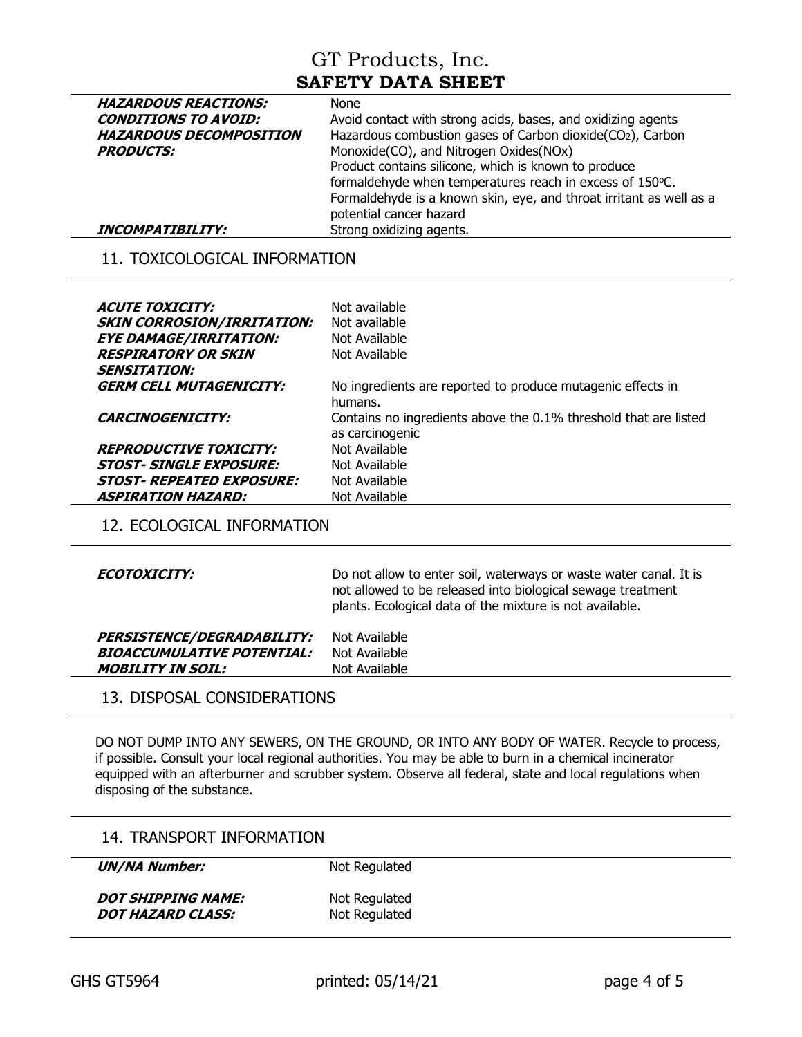| | |
|---|---|
| ***HAZARDOUS REACTIONS:*** | None |
| ***CONDITIONS TO AVOID:*** | Avoid contact with strong acids, bases, and oxidizing agents |
| ***HAZARDOUS DECOMPOSITION PRODUCTS:*** | Hazardous combustion gases of Carbon dioxide($CO_2$), Carbon Monoxide(CO), and Nitrogen Oxides(NOx) Product contains silicone, which is known to produce formaldehyde when temperatures reach in excess of 150°C. Formaldehyde is a known skin, eye, and throat irritant as well as a potential cancer hazard |
| ***INCOMPATIBILITY:*** | Strong oxidizing agents. |

## 11. TOXICOLOGICAL INFORMATION

| | |
|---|---|
| ***ACUTE TOXICITY:*** | Not available |
| ***SKIN CORROSION/IRRITATION:*** | Not available |
| ***EYE DAMAGE/IRRITATION:*** | Not Available |
| ***RESPIRATORY OR SKIN SENSITATION:*** | Not Available |
| ***GERM CELL MUTAGENICITY:*** | No ingredients are reported to produce mutagenic effects in humans. |
| ***CARCINOGENICITY:*** | Contains no ingredients above the 0.1% threshold that are listed as carcinogenic |
| ***REPRODUCTIVE TOXICITY:*** | Not Available |
| ***STOST- SINGLE EXPOSURE:*** | Not Available |
| ***STOST- REPEATED EXPOSURE:*** | Not Available |
| ***ASPIRATION HAZARD:*** | Not Available |

## 12. ECOLOGICAL INFORMATION

| | |
|---|---|
| ***ECOTOXICITY:*** | Do not allow to enter soil, waterways or waste water canal. It is not allowed to be released into biological sewage treatment plants. Ecological data of the mixture is not available. |
| ***PERSISTENCE/DEGRADABILITY:*** | Not Available |
| ***BIOACCUMULATIVE POTENTIAL:*** | Not Available |
| ***MOBILITY IN SOIL:*** | Not Available |

## 13. DISPOSAL CONSIDERATIONS

DO NOT DUMP INTO ANY SEWERS, ON THE GROUND, OR INTO ANY BODY OF WATER. Recycle to process, if possible. Consult your local regional authorities. You may be able to burn in a chemical incinerator equipped with an afterburner and scrubber system. Observe all federal, state and local regulations when disposing of the substance.

## 14. TRANSPORT INFORMATION

| | |
|---|---|
| ***UN/NA Number:*** | Not Regulated |
| ***DOT SHIPPING NAME:*** | Not Regulated |
| ***DOT HAZARD CLASS:*** | Not Regulated |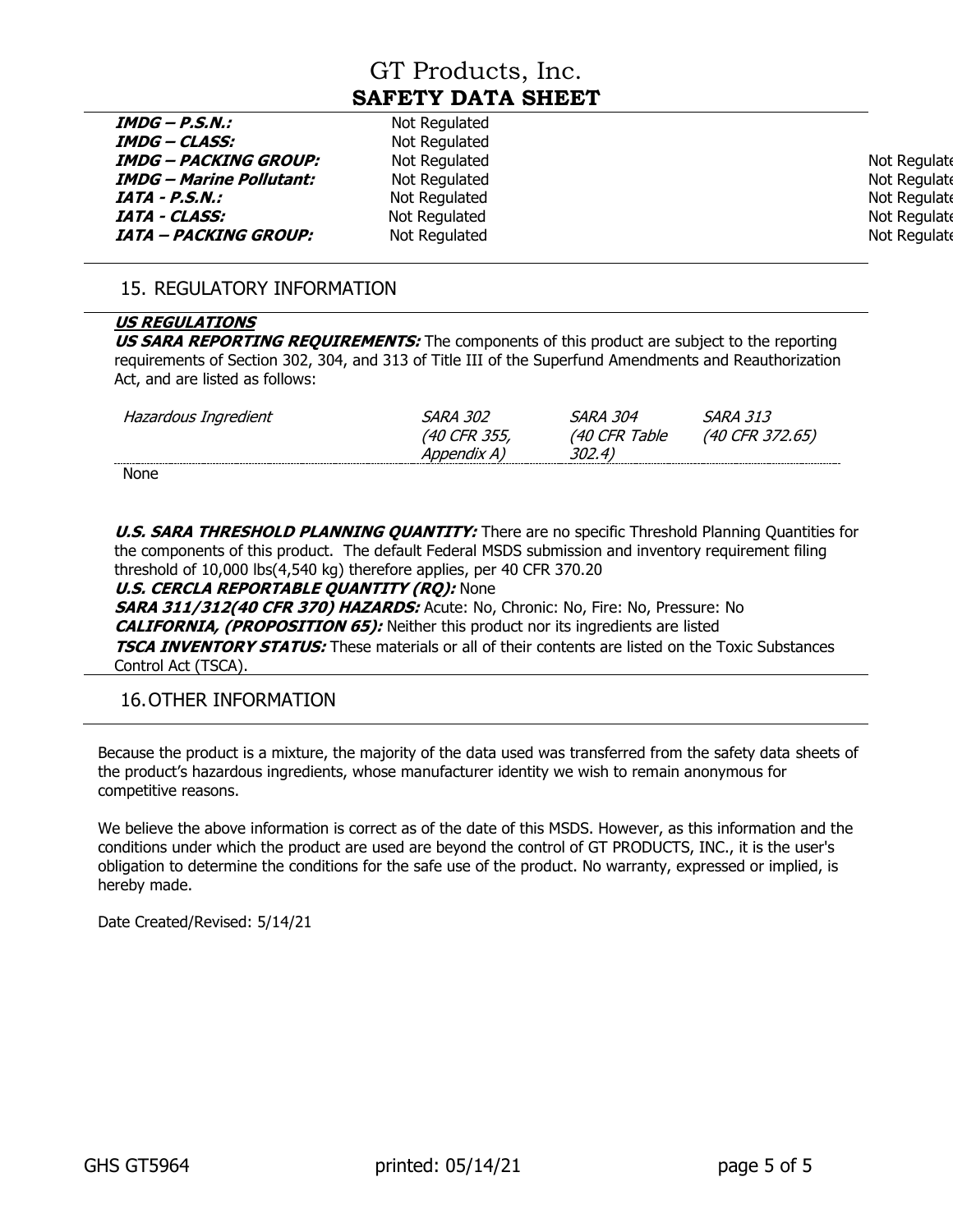| | | |
|---|---|---|
| ***IMDG – P.S.N.:*** | Not Regulated | |
| ***IMDG – CLASS:*** | Not Regulated | |
| ***IMDG – PACKING GROUP:*** | Not Regulated | Not Regulate |
| ***IMDG – Marine Pollutant:*** | Not Regulated | Not Regulate |
| ***IATA - P.S.N.:*** | Not Regulated | Not Regulate |
| ***IATA - CLASS:*** | Not Regulated | Not Regulate |
| ***IATA – PACKING GROUP:*** | Not Regulated | Not Regulate |

## 15. REGULATORY INFORMATION

***US REGULATIONS***

***US SARA REPORTING REQUIREMENTS:*** The components of this product are subject to the reporting requirements of Section 302, 304, and 313 of Title III of the Superfund Amendments and Reauthorization Act, and are listed as follows:

| *Hazardous Ingredient* | *SARA 302 (40 CFR 355, Appendix A)* | *SARA 304 (40 CFR Table 302.4)* | *SARA 313 (40 CFR 372.65)* |
|---|---|---|---|
| None | | | |

***U.S. SARA THRESHOLD PLANNING QUANTITY:*** There are no specific Threshold Planning Quantities for the components of this product. The default Federal MSDS submission and inventory requirement filing threshold of 10,000 lbs(4,540 kg) therefore applies, per 40 CFR 370.20

***U.S. CERCLA REPORTABLE QUANTITY (RQ):*** None

***SARA 311/312(40 CFR 370) HAZARDS:*** Acute: No, Chronic: No, Fire: No, Pressure: No

***CALIFORNIA, (PROPOSITION 65):*** Neither this product nor its ingredients are listed

***TSCA INVENTORY STATUS:*** These materials or all of their contents are listed on the Toxic Substances Control Act (TSCA).

## 16. OTHER INFORMATION

Because the product is a mixture, the majority of the data used was transferred from the safety data sheets of the product's hazardous ingredients, whose manufacturer identity we wish to remain anonymous for competitive reasons.

We believe the above information is correct as of the date of this MSDS. However, as this information and the conditions under which the product are used are beyond the control of GT PRODUCTS, INC., it is the user's obligation to determine the conditions for the safe use of the product. No warranty, expressed or implied, is hereby made.

Date Created/Revised: 5/14/21